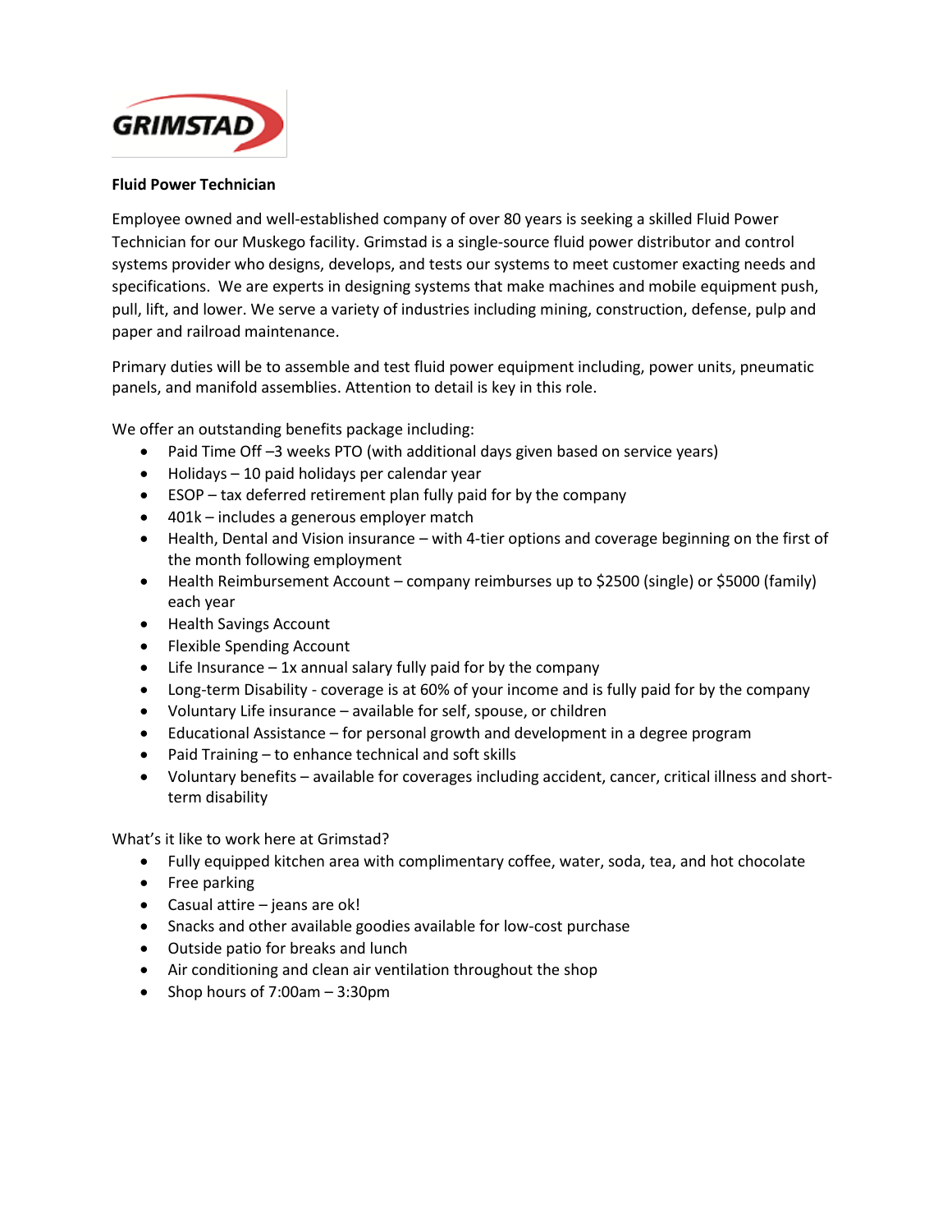GRIMSTAD

**Fluid Power Technician**

Employee owned and well-established company of over 80 years is seeking a skilled Fluid Power Technician for our Muskego facility. Grimstad is a single-source fluid power distributor and control systems provider who designs, develops, and tests our systems to meet customer exacting needs and specifications. We are experts in designing systems that make machines and mobile equipment push, pull, lift, and lower. We serve a variety of industries including mining, construction, defense, pulp and paper and railroad maintenance.

Primary duties will be to assemble and test fluid power equipment including, power units, pneumatic panels, and manifold assemblies. Attention to detail is key in this role.

We offer an outstanding benefits package including:

- Paid Time Off –3 weeks PTO (with additional days given based on service years)
- Holidays – 10 paid holidays per calendar year
- ESOP – tax deferred retirement plan fully paid for by the company
- 401k – includes a generous employer match
- Health, Dental and Vision insurance – with 4-tier options and coverage beginning on the first of the month following employment
- Health Reimbursement Account – company reimburses up to $2500 (single) or $5000 (family) each year
- Health Savings Account
- Flexible Spending Account
- Life Insurance – 1x annual salary fully paid for by the company
- Long-term Disability - coverage is at 60% of your income and is fully paid for by the company
- Voluntary Life insurance – available for self, spouse, or children
- Educational Assistance – for personal growth and development in a degree program
- Paid Training – to enhance technical and soft skills
- Voluntary benefits – available for coverages including accident, cancer, critical illness and short-term disability

What's it like to work here at Grimstad?

- Fully equipped kitchen area with complimentary coffee, water, soda, tea, and hot chocolate
- Free parking
- Casual attire – jeans are ok!
- Snacks and other available goodies available for low-cost purchase
- Outside patio for breaks and lunch
- Air conditioning and clean air ventilation throughout the shop
- Shop hours of 7:00am – 3:30pm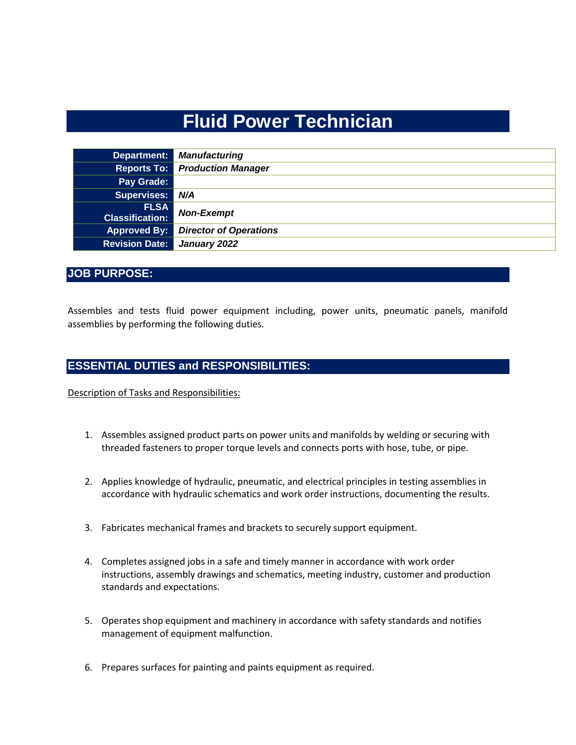# Fluid Power Technician

| | |
|---|---|
| **Department:** | ***Manufacturing*** |
| **Reports To:** | ***Production Manager*** |
| **Pay Grade:** | |
| **Supervises:** | ***N/A*** |
| **FLSA Classification:** | ***Non-Exempt*** |
| **Approved By:** | ***Director of Operations*** |
| **Revision Date:** | ***January 2022*** |

## JOB PURPOSE:

Assembles and tests fluid power equipment including, power units, pneumatic panels, manifold assemblies by performing the following duties.

## ESSENTIAL DUTIES and RESPONSIBILITIES:

Description of Tasks and Responsibilities:

1. Assembles assigned product parts on power units and manifolds by welding or securing with threaded fasteners to proper torque levels and connects ports with hose, tube, or pipe.

2. Applies knowledge of hydraulic, pneumatic, and electrical principles in testing assemblies in accordance with hydraulic schematics and work order instructions, documenting the results.

3. Fabricates mechanical frames and brackets to securely support equipment.

4. Completes assigned jobs in a safe and timely manner in accordance with work order instructions, assembly drawings and schematics, meeting industry, customer and production standards and expectations.

5. Operates shop equipment and machinery in accordance with safety standards and notifies management of equipment malfunction.

6. Prepares surfaces for painting and paints equipment as required.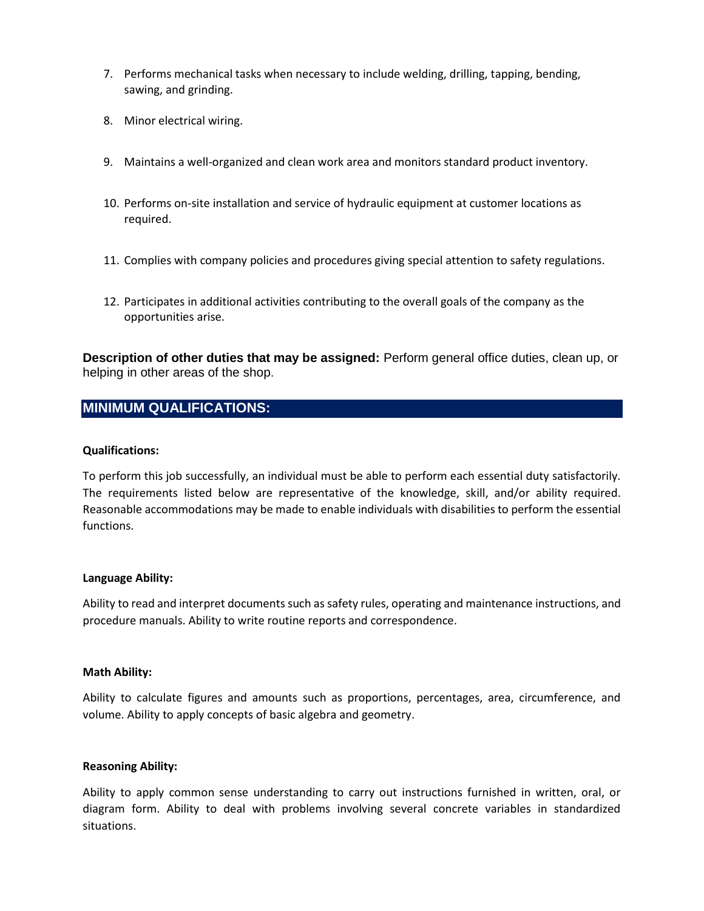7. Performs mechanical tasks when necessary to include welding, drilling, tapping, bending, sawing, and grinding.

8. Minor electrical wiring.

9. Maintains a well-organized and clean work area and monitors standard product inventory.

10. Performs on-site installation and service of hydraulic equipment at customer locations as required.

11. Complies with company policies and procedures giving special attention to safety regulations.

12. Participates in additional activities contributing to the overall goals of the company as the opportunities arise.

**Description of other duties that may be assigned:** Perform general office duties, clean up, or helping in other areas of the shop.

## MINIMUM QUALIFICATIONS:

**Qualifications:**

To perform this job successfully, an individual must be able to perform each essential duty satisfactorily. The requirements listed below are representative of the knowledge, skill, and/or ability required. Reasonable accommodations may be made to enable individuals with disabilities to perform the essential functions.

**Language Ability:**

Ability to read and interpret documents such as safety rules, operating and maintenance instructions, and procedure manuals. Ability to write routine reports and correspondence.

**Math Ability:**

Ability to calculate figures and amounts such as proportions, percentages, area, circumference, and volume. Ability to apply concepts of basic algebra and geometry.

**Reasoning Ability:**

Ability to apply common sense understanding to carry out instructions furnished in written, oral, or diagram form. Ability to deal with problems involving several concrete variables in standardized situations.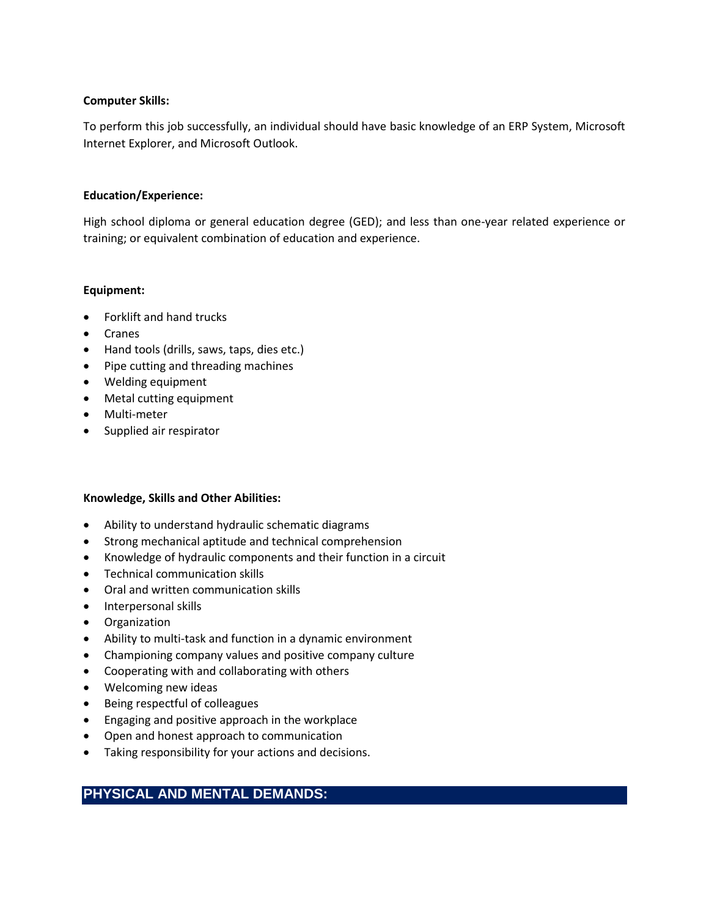**Computer Skills:**

To perform this job successfully, an individual should have basic knowledge of an ERP System, Microsoft Internet Explorer, and Microsoft Outlook.

**Education/Experience:**

High school diploma or general education degree (GED); and less than one-year related experience or training; or equivalent combination of education and experience.

**Equipment:**

- Forklift and hand trucks
- Cranes
- Hand tools (drills, saws, taps, dies etc.)
- Pipe cutting and threading machines
- Welding equipment
- Metal cutting equipment
- Multi-meter
- Supplied air respirator

**Knowledge, Skills and Other Abilities:**

- Ability to understand hydraulic schematic diagrams
- Strong mechanical aptitude and technical comprehension
- Knowledge of hydraulic components and their function in a circuit
- Technical communication skills
- Oral and written communication skills
- Interpersonal skills
- Organization
- Ability to multi-task and function in a dynamic environment
- Championing company values and positive company culture
- Cooperating with and collaborating with others
- Welcoming new ideas
- Being respectful of colleagues
- Engaging and positive approach in the workplace
- Open and honest approach to communication
- Taking responsibility for your actions and decisions.

## PHYSICAL AND MENTAL DEMANDS: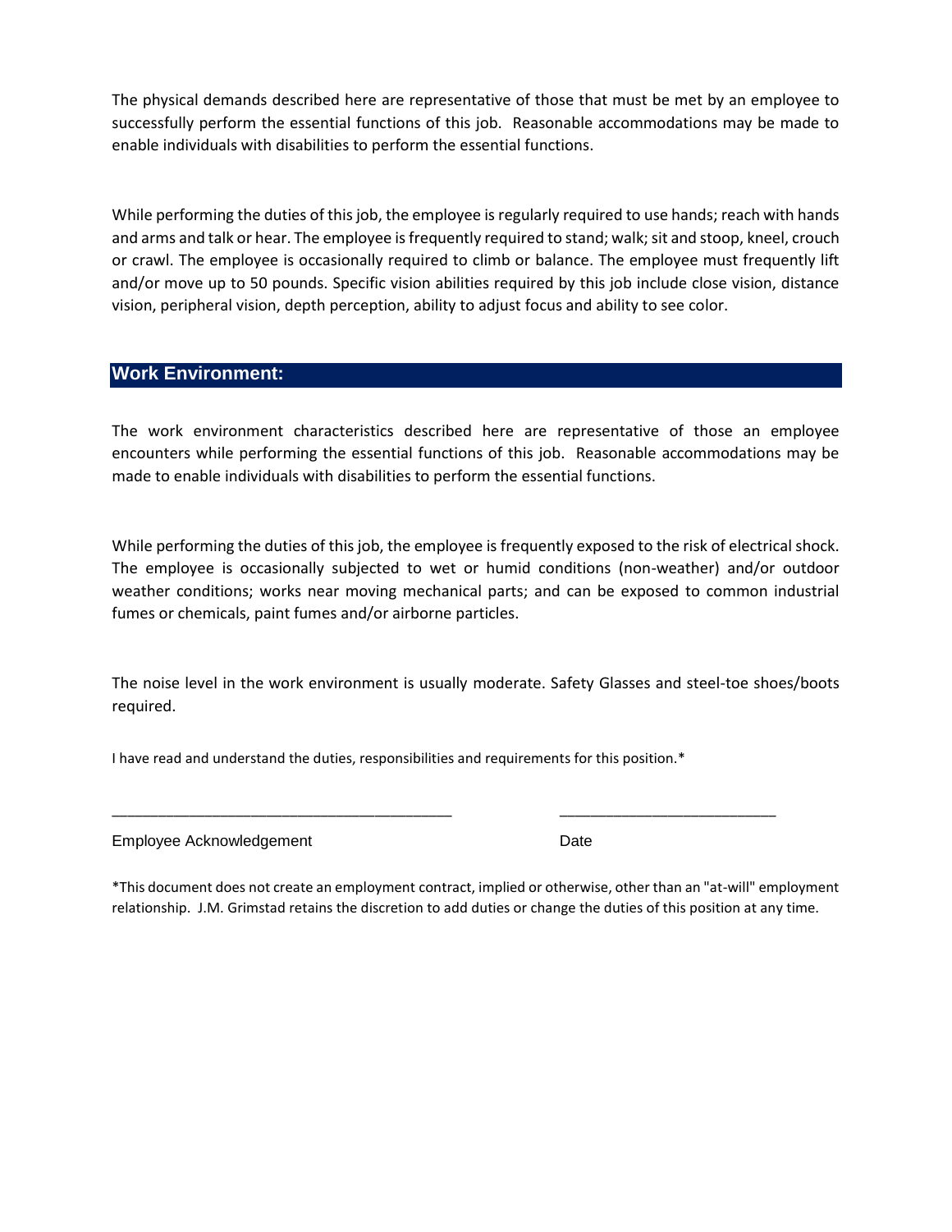The physical demands described here are representative of those that must be met by an employee to successfully perform the essential functions of this job. Reasonable accommodations may be made to enable individuals with disabilities to perform the essential functions.

While performing the duties of this job, the employee is regularly required to use hands; reach with hands and arms and talk or hear. The employee is frequently required to stand; walk; sit and stoop, kneel, crouch or crawl. The employee is occasionally required to climb or balance. The employee must frequently lift and/or move up to 50 pounds. Specific vision abilities required by this job include close vision, distance vision, peripheral vision, depth perception, ability to adjust focus and ability to see color.

## Work Environment:

The work environment characteristics described here are representative of those an employee encounters while performing the essential functions of this job. Reasonable accommodations may be made to enable individuals with disabilities to perform the essential functions.

While performing the duties of this job, the employee is frequently exposed to the risk of electrical shock. The employee is occasionally subjected to wet or humid conditions (non-weather) and/or outdoor weather conditions; works near moving mechanical parts; and can be exposed to common industrial fumes or chemicals, paint fumes and/or airborne particles.

The noise level in the work environment is usually moderate. Safety Glasses and steel-toe shoes/boots required.

I have read and understand the duties, responsibilities and requirements for this position.*

_________________________________________ _________________________

Employee Acknowledgement Date

*This document does not create an employment contract, implied or otherwise, other than an "at-will" employment relationship. J.M. Grimstad retains the discretion to add duties or change the duties of this position at any time.